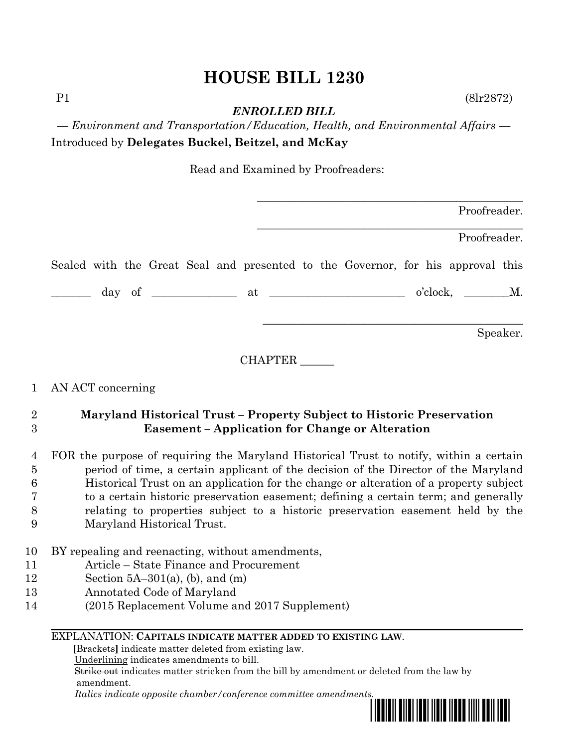# HOUSE BILL 1230

P1 (8lr2872)

***ENROLLED BILL***

*— Environment and Transportation/Education, Health, and Environmental Affairs —*

Introduced by **Delegates Buckel, Beitzel, and McKay**

Read and Examined by Proofreaders:

_______________________________________________ Proofreader.

_______________________________________________ Proofreader.

Sealed with the Great Seal and presented to the Governor, for his approval this

_______ day of ______________ at _______________________ o'clock, ________M.

_______________________________________________ Speaker.

CHAPTER ______

1 AN ACT concerning

2 **Maryland Historical Trust – Property Subject to Historic Preservation**
3 **Easement – Application for Change or Alteration**

4 FOR the purpose of requiring the Maryland Historical Trust to notify, within a certain
5 period of time, a certain applicant of the decision of the Director of the Maryland
6 Historical Trust on an application for the change or alteration of a property subject
7 to a certain historic preservation easement; defining a certain term; and generally
8 relating to properties subject to a historic preservation easement held by the
9 Maryland Historical Trust.

10 BY repealing and reenacting, without amendments,
11 Article – State Finance and Procurement
12 Section 5A–301(a), (b), and (m)
13 Annotated Code of Maryland
14 (2015 Replacement Volume and 2017 Supplement)

EXPLANATION: **CAPITALS INDICATE MATTER ADDED TO EXISTING LAW**.
**[**Brackets**]** indicate matter deleted from existing law.
Underlining indicates amendments to bill.
~~Strike out~~ indicates matter stricken from the bill by amendment or deleted from the law by amendment.
*Italics indicate opposite chamber/conference committee amendments.*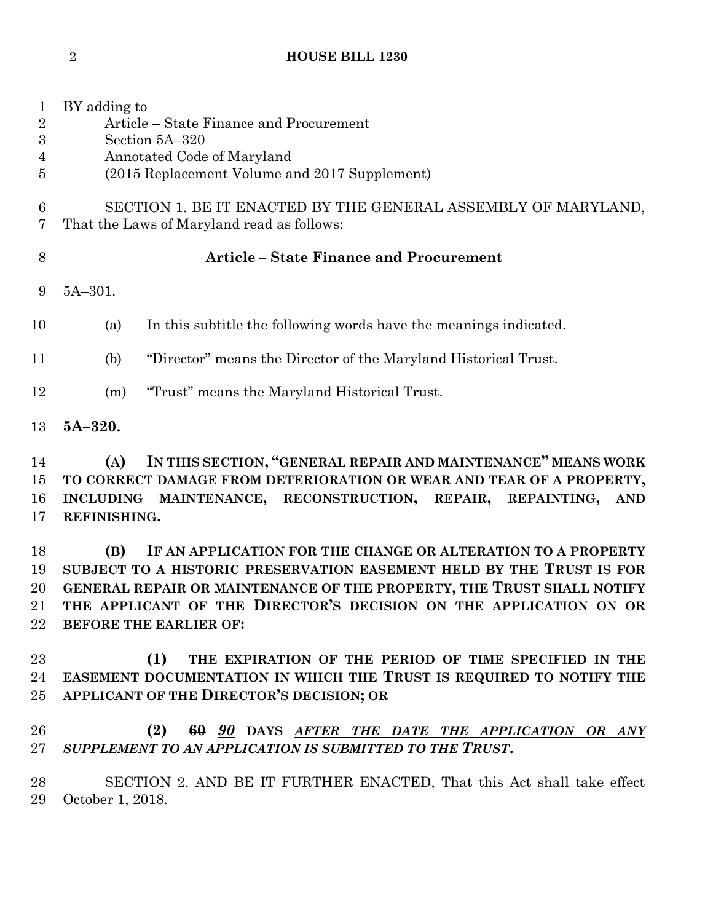BY adding to
Article – State Finance and Procurement
Section 5A–320
Annotated Code of Maryland
(2015 Replacement Volume and 2017 Supplement)

SECTION 1. BE IT ENACTED BY THE GENERAL ASSEMBLY OF MARYLAND, That the Laws of Maryland read as follows:

**Article – State Finance and Procurement**

5A–301.

(a) In this subtitle the following words have the meanings indicated.

(b) "Director" means the Director of the Maryland Historical Trust.

(m) "Trust" means the Maryland Historical Trust.

**5A–320.**

**(A) IN THIS SECTION, "GENERAL REPAIR AND MAINTENANCE" MEANS WORK TO CORRECT DAMAGE FROM DETERIORATION OR WEAR AND TEAR OF A PROPERTY, INCLUDING MAINTENANCE, RECONSTRUCTION, REPAIR, REPAINTING, AND REFINISHING.**

**(B) IF AN APPLICATION FOR THE CHANGE OR ALTERATION TO A PROPERTY SUBJECT TO A HISTORIC PRESERVATION EASEMENT HELD BY THE TRUST IS FOR GENERAL REPAIR OR MAINTENANCE OF THE PROPERTY, THE TRUST SHALL NOTIFY THE APPLICANT OF THE DIRECTOR'S DECISION ON THE APPLICATION ON OR BEFORE THE EARLIER OF:**

**(1) THE EXPIRATION OF THE PERIOD OF TIME SPECIFIED IN THE EASEMENT DOCUMENTATION IN WHICH THE TRUST IS REQUIRED TO NOTIFY THE APPLICANT OF THE DIRECTOR'S DECISION; OR**

**(2) ~~60~~ *90* DAYS *AFTER THE DATE THE APPLICATION OR ANY SUPPLEMENT TO AN APPLICATION IS SUBMITTED TO THE TRUST*.**

SECTION 2. AND BE IT FURTHER ENACTED, That this Act shall take effect October 1, 2018.